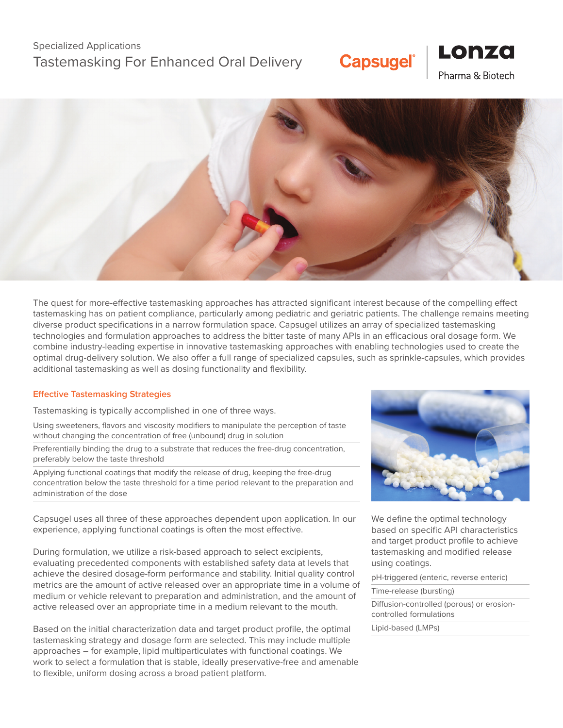Specialized Applications

# Tastemasking For Enhanced Oral Delivery

Capsugel® | Lonza Pharma & Biotech

The quest for more-effective tastemasking approaches has attracted significant interest because of the compelling effect tastemasking has on patient compliance, particularly among pediatric and geriatric patients. The challenge remains meeting diverse product specifications in a narrow formulation space. Capsugel utilizes an array of specialized tastemasking technologies and formulation approaches to address the bitter taste of many APIs in an efficacious oral dosage form. We combine industry-leading expertise in innovative tastemasking approaches with enabling technologies used to create the optimal drug-delivery solution. We also offer a full range of specialized capsules, such as sprinkle-capsules, which provides additional tastemasking as well as dosing functionality and flexibility.

## Effective Tastemasking Strategies

Tastemasking is typically accomplished in one of three ways.

- Using sweeteners, flavors and viscosity modifiers to manipulate the perception of taste without changing the concentration of free (unbound) drug in solution
- Preferentially binding the drug to a substrate that reduces the free-drug concentration, preferably below the taste threshold
- Applying functional coatings that modify the release of drug, keeping the free-drug concentration below the taste threshold for a time period relevant to the preparation and administration of the dose

Capsugel uses all three of these approaches dependent upon application. In our experience, applying functional coatings is often the most effective.

During formulation, we utilize a risk-based approach to select excipients, evaluating precedented components with established safety data at levels that achieve the desired dosage-form performance and stability. Initial quality control metrics are the amount of active released over an appropriate time in a volume of medium or vehicle relevant to preparation and administration, and the amount of active released over an appropriate time in a medium relevant to the mouth.

Based on the initial characterization data and target product profile, the optimal tastemasking strategy and dosage form are selected. This may include multiple approaches – for example, lipid multiparticulates with functional coatings. We work to select a formulation that is stable, ideally preservative-free and amenable to flexible, uniform dosing across a broad patient platform.

We define the optimal technology based on specific API characteristics and target product profile to achieve tastemasking and modified release using coatings.

- pH-triggered (enteric, reverse enteric)
- Time-release (bursting)
- Diffusion-controlled (porous) or erosion-controlled formulations
- Lipid-based (LMPs)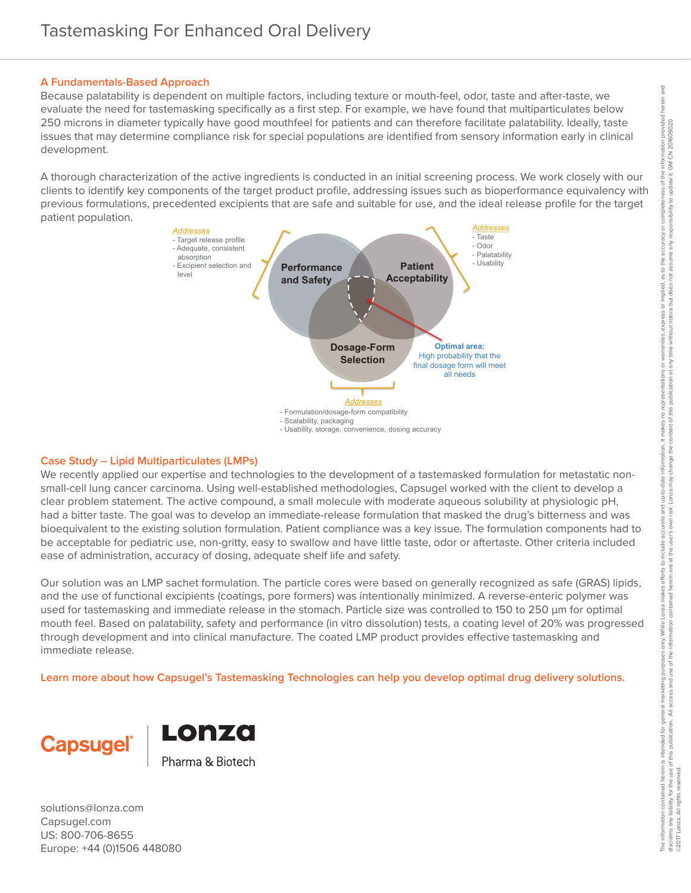# Tastemasking For Enhanced Oral Delivery

## A Fundamentals-Based Approach

Because palatability is dependent on multiple factors, including texture or mouth-feel, odor, taste and after-taste, we evaluate the need for tastemasking specifically as a first step. For example, we have found that multiparticulates below 250 microns in diameter typically have good mouthfeel for patients and can therefore facilitate palatability. Ideally, taste issues that may determine compliance risk for special populations are identified from sensory information early in clinical development.

A thorough characterization of the active ingredients is conducted in an initial screening process. We work closely with our clients to identify key components of the target product profile, addressing issues such as bioperformance equivalency with previous formulations, precedented excipients that are safe and suitable for use, and the ideal release profile for the target patient population.

Addresses
- Target release profile
- Adequate, consistent absorption
- Excipient selection and level

Performance and Safety

Patient Acceptability

Addresses
- Taste
- Odor
- Palatability
- Usability

Dosage-Form Selection

Optimal area: High probability that the final dosage form will meet all needs

Addresses
- Formulation/dosage-form compatibility
- Scalability, packaging
- Usability, storage, convenience, dosing accuracy

## Case Study – Lipid Multiparticulates (LMPs)

We recently applied our expertise and technologies to the development of a tastemasked formulation for metastatic non-small-cell lung cancer carcinoma. Using well-established methodologies, Capsugel worked with the client to develop a clear problem statement. The active compound, a small molecule with moderate aqueous solubility at physiologic pH, had a bitter taste. The goal was to develop an immediate-release formulation that masked the drug's bitterness and was bioequivalent to the existing solution formulation. Patient compliance was a key issue. The formulation components had to be acceptable for pediatric use, non-gritty, easy to swallow and have little taste, odor or aftertaste. Other criteria included ease of administration, accuracy of dosing, adequate shelf life and safety.

Our solution was an LMP sachet formulation. The particle cores were based on generally recognized as safe (GRAS) lipids, and the use of functional excipients (coatings, pore formers) was intentionally minimized. A reverse-enteric polymer was used for tastemasking and immediate release in the stomach. Particle size was controlled to 150 to 250 µm for optimal mouth feel. Based on palatability, safety and performance (in vitro dissolution) tests, a coating level of 20% was progressed through development and into clinical manufacture. The coated LMP product provides effective tastemasking and immediate release.

**Learn more about how Capsugel's Tastemasking Technologies can help you develop optimal drug delivery solutions.**

Capsugel® | Lonza Pharma & Biotech

solutions@lonza.com
Capsugel.com
US: 800-706-8655
Europe: +44 (0)1506 448080

The information contained herein is intended for general marketing purposes only. While Lonza makes efforts to include accurate and up-to-date information, it makes no representations or warranties, express or implied, as to the accuracy or completeness of the information provided herein and disclaims any liability for the use of this publication. All access and use of the information contained herein are at the user's own risk. Lonza may change the content of this publication at any time without notice but does not assume any responsibility to update it. GM CN 20160920
©2017 Lonza. All rights reserved.